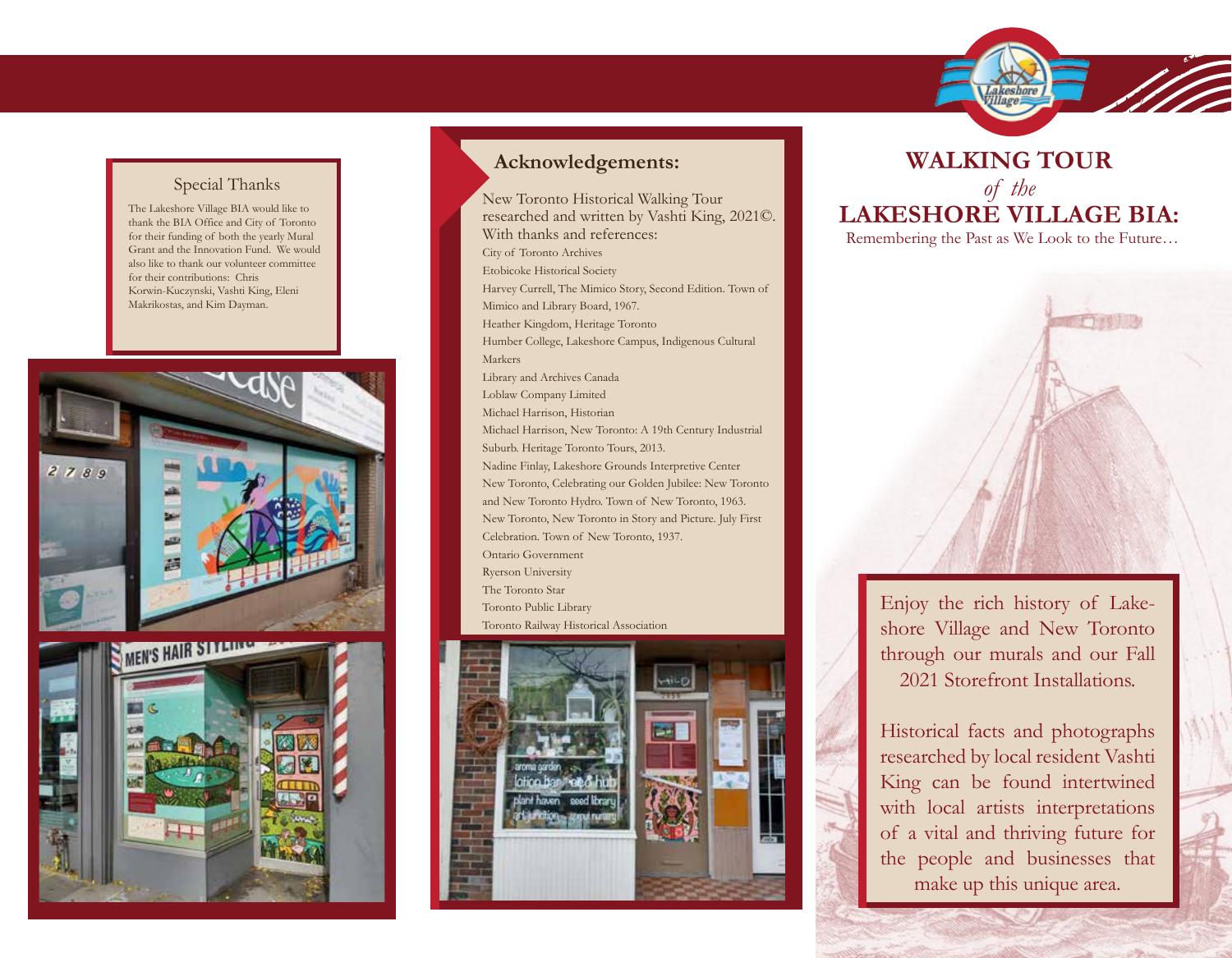### Special Thanks

The Lakeshore Village BIA would like to thank the BIA Office and City of Toronto for their funding of both the yearly Mural Grant and the Innovation Fund. We would also like to thank our volunteer committee for their contributions: Chris Korwin-Kuczynski, Vashti King, Eleni Makrikostas, and Kim Dayman.

## Acknowledgements:

New Toronto Historical Walking Tour researched and written by Vashti King, 2021©. With thanks and references:

City of Toronto Archives
Etobicoke Historical Society
Harvey Currell, The Mimico Story, Second Edition. Town of Mimico and Library Board, 1967.
Heather Kingdom, Heritage Toronto
Humber College, Lakeshore Campus, Indigenous Cultural Markers
Library and Archives Canada
Loblaw Company Limited
Michael Harrison, Historian
Michael Harrison, New Toronto: A 19th Century Industrial Suburb. Heritage Toronto Tours, 2013.
Nadine Finlay, Lakeshore Grounds Interpretive Center
New Toronto, Celebrating our Golden Jubilee: New Toronto and New Toronto Hydro. Town of New Toronto, 1963.
New Toronto, New Toronto in Story and Picture. July First Celebration. Town of New Toronto, 1937.
Ontario Government
Ryerson University
The Toronto Star
Toronto Public Library
Toronto Railway Historical Association

# WALKING TOUR *of the* LAKESHORE VILLAGE BIA:

Remembering the Past as We Look to the Future…

Enjoy the rich history of Lakeshore Village and New Toronto through our murals and our Fall 2021 Storefront Installations.

Historical facts and photographs researched by local resident Vashti King can be found intertwined with local artists interpretations of a vital and thriving future for the people and businesses that make up this unique area.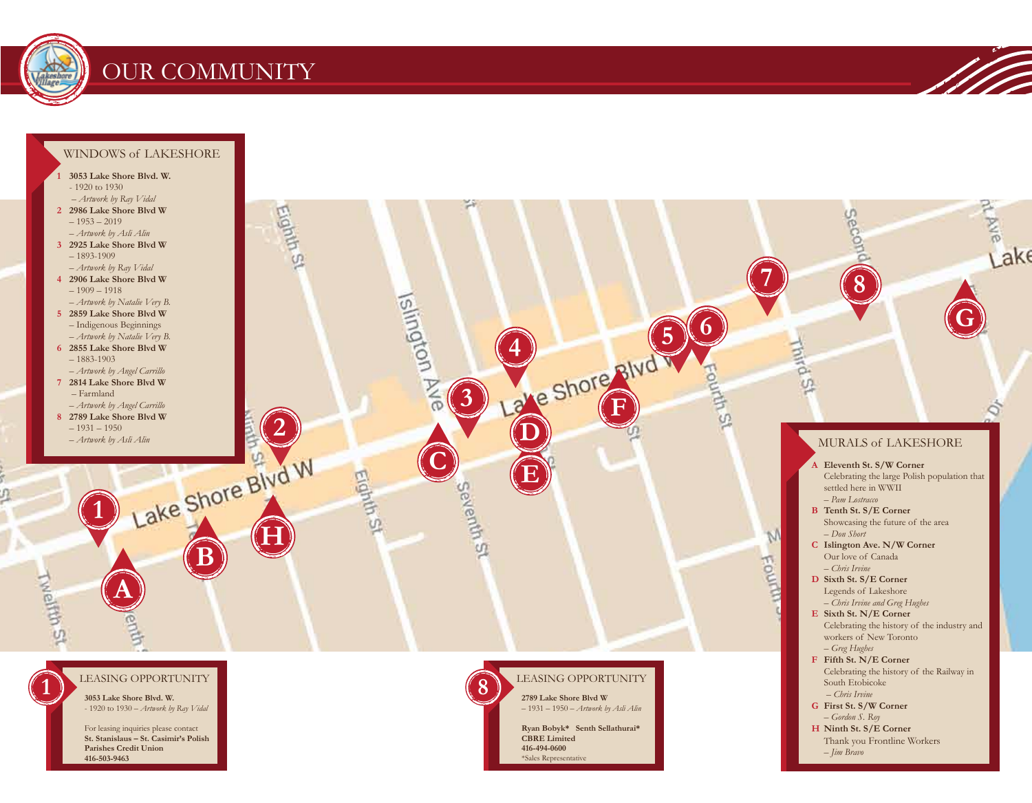# OUR COMMUNITY

## WINDOWS of LAKESHORE

1. **3053 Lake Shore Blvd. W.**
   - 1920 to 1930
   – *Artwork by Ray Vidal*
2. **2986 Lake Shore Blvd W**
   – 1953 – 2019
   – *Artwork by Asli Alin*
3. **2925 Lake Shore Blvd W**
   – 1893-1909
   – *Artwork by Ray Vidal*
4. **2906 Lake Shore Blvd W**
   – 1909 – 1918
   – *Artwork by Natalie Very B.*
5. **2859 Lake Shore Blvd W**
   – Indigenous Beginnings
   – *Artwork by Natalie Very B.*
6. **2855 Lake Shore Blvd W**
   – 1883-1903
   – *Artwork by Angel Carrillo*
7. **2814 Lake Shore Blvd W**
   – Farmland
   – *Artwork by Angel Carrillo*
8. **2789 Lake Shore Blvd W**
   – 1931 – 1950
   – *Artwork by Asli Alin*

## MURALS of LAKESHORE

- **A Eleventh St. S/W Corner**
  Celebrating the large Polish population that settled here in WWII
  – *Pam Lostracco*
- **B Tenth St. S/E Corner**
  Showcasing the future of the area
  – *Don Short*
- **C Islington Ave. N/W Corner**
  Our love of Canada
  – *Chris Irvine*
- **D Sixth St. S/E Corner**
  Legends of Lakeshore
  – *Chris Irvine and Greg Hughes*
- **E Sixth St. N/E Corner**
  Celebrating the history of the industry and workers of New Toronto
  – *Greg Hughes*
- **F Fifth St. N/E Corner**
  Celebrating the history of the Railway in South Etobicoke
  – *Chris Irvine*
- **G First St. S/W Corner**
  – *Gordon S. Roy*
- **H Ninth St. S/E Corner**
  Thank you Frontline Workers
  – *Jim Bravo*

## 1 LEASING OPPORTUNITY

**3053 Lake Shore Blvd. W.**
- 1920 to 1930 – *Artwork by Ray Vidal*

For leasing inquiries please contact
**St. Stanislaus – St. Casimir's Polish Parishes Credit Union**
**416-503-9463**

## 8 LEASING OPPORTUNITY

**2789 Lake Shore Blvd W**
– 1931 – 1950 – *Artwork by Asli Alin*

**Ryan Bobyk\*  Senth Sellathurai\***
**CBRE Limited**
**416-494-0600**
\*Sales Representative